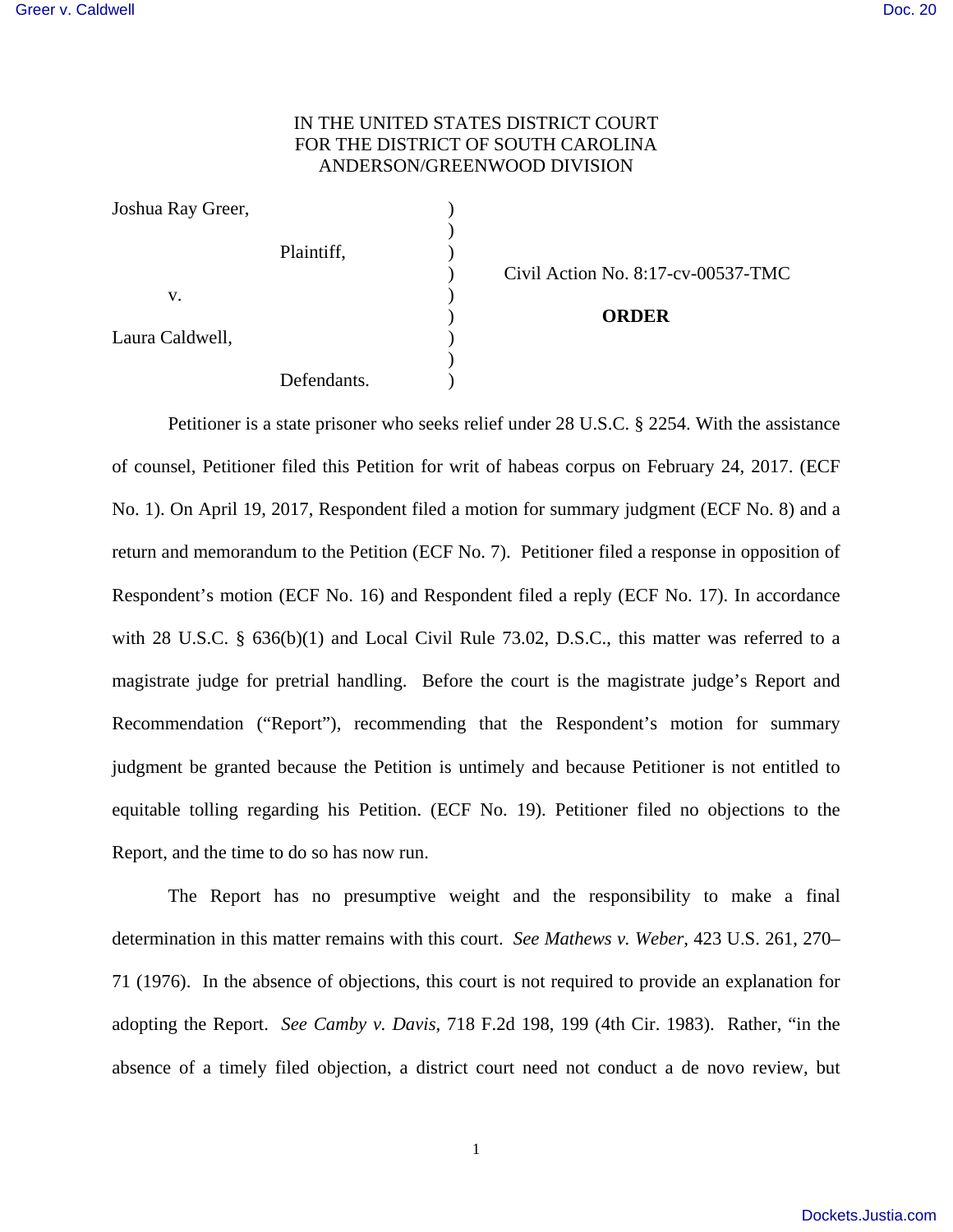IN THE UNITED STATES DISTRICT COURT
FOR THE DISTRICT OF SOUTH CAROLINA
ANDERSON/GREENWOOD DIVISION

| | | |
|---|---|---|
| Joshua Ray Greer, | ) | |
| | ) | |
| Plaintiff, | ) | |
| | ) | Civil Action No. 8:17-cv-00537-TMC |
| v. | ) | |
| | ) | **ORDER** |
| Laura Caldwell, | ) | |
| | ) | |
| Defendants. | ) | |

Petitioner is a state prisoner who seeks relief under 28 U.S.C. § 2254. With the assistance of counsel, Petitioner filed this Petition for writ of habeas corpus on February 24, 2017. (ECF No. 1). On April 19, 2017, Respondent filed a motion for summary judgment (ECF No. 8) and a return and memorandum to the Petition (ECF No. 7). Petitioner filed a response in opposition of Respondent's motion (ECF No. 16) and Respondent filed a reply (ECF No. 17). In accordance with 28 U.S.C. § 636(b)(1) and Local Civil Rule 73.02, D.S.C., this matter was referred to a magistrate judge for pretrial handling. Before the court is the magistrate judge's Report and Recommendation ("Report"), recommending that the Respondent's motion for summary judgment be granted because the Petition is untimely and because Petitioner is not entitled to equitable tolling regarding his Petition. (ECF No. 19). Petitioner filed no objections to the Report, and the time to do so has now run.

The Report has no presumptive weight and the responsibility to make a final determination in this matter remains with this court. *See Mathews v. Weber*, 423 U.S. 261, 270–71 (1976). In the absence of objections, this court is not required to provide an explanation for adopting the Report. *See Camby v. Davis*, 718 F.2d 198, 199 (4th Cir. 1983). Rather, "in the absence of a timely filed objection, a district court need not conduct a de novo review, but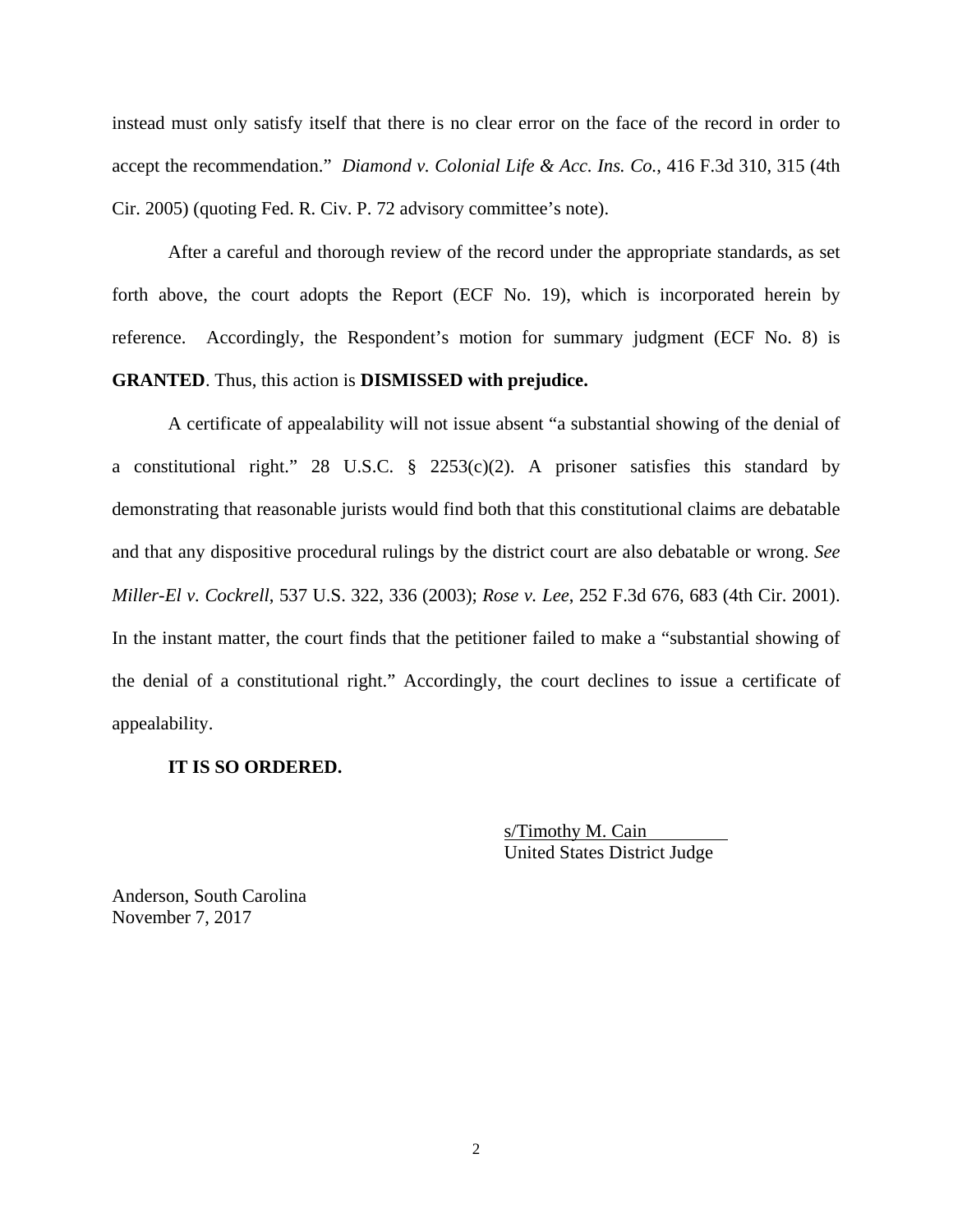instead must only satisfy itself that there is no clear error on the face of the record in order to accept the recommendation." *Diamond v. Colonial Life & Acc. Ins. Co.*, 416 F.3d 310, 315 (4th Cir. 2005) (quoting Fed. R. Civ. P. 72 advisory committee's note).

After a careful and thorough review of the record under the appropriate standards, as set forth above, the court adopts the Report (ECF No. 19), which is incorporated herein by reference. Accordingly, the Respondent's motion for summary judgment (ECF No. 8) is **GRANTED**. Thus, this action is **DISMISSED with prejudice.**

A certificate of appealability will not issue absent "a substantial showing of the denial of a constitutional right." 28 U.S.C. § 2253(c)(2). A prisoner satisfies this standard by demonstrating that reasonable jurists would find both that this constitutional claims are debatable and that any dispositive procedural rulings by the district court are also debatable or wrong. *See Miller-El v. Cockrell*, 537 U.S. 322, 336 (2003); *Rose v. Lee*, 252 F.3d 676, 683 (4th Cir. 2001). In the instant matter, the court finds that the petitioner failed to make a "substantial showing of the denial of a constitutional right." Accordingly, the court declines to issue a certificate of appealability.

**IT IS SO ORDERED.**

s/Timothy M. Cain
United States District Judge

Anderson, South Carolina
November 7, 2017